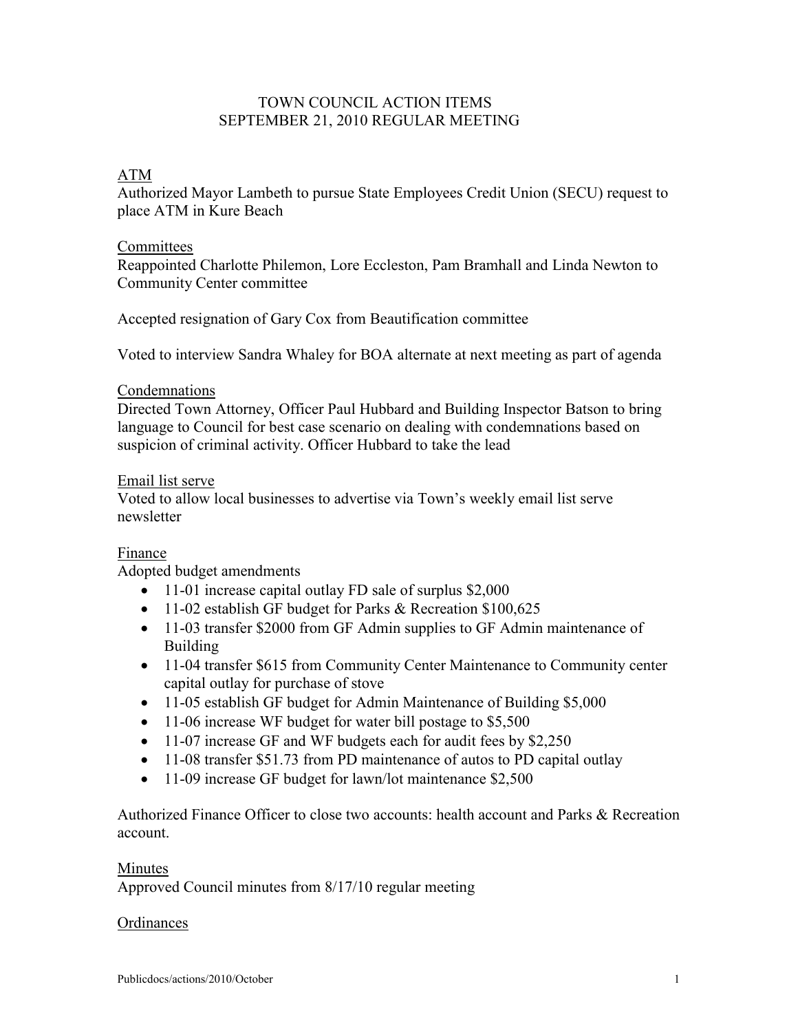# TOWN COUNCIL ACTION ITEMS
## SEPTEMBER 21, 2010 REGULAR MEETING

ATM

Authorized Mayor Lambeth to pursue State Employees Credit Union (SECU) request to place ATM in Kure Beach

Committees

Reappointed Charlotte Philemon, Lore Eccleston, Pam Bramhall and Linda Newton to Community Center committee

Accepted resignation of Gary Cox from Beautification committee

Voted to interview Sandra Whaley for BOA alternate at next meeting as part of agenda

Condemnations

Directed Town Attorney, Officer Paul Hubbard and Building Inspector Batson to bring language to Council for best case scenario on dealing with condemnations based on suspicion of criminal activity. Officer Hubbard to take the lead

Email list serve

Voted to allow local businesses to advertise via Town's weekly email list serve newsletter

Finance

Adopted budget amendments

- 11-01 increase capital outlay FD sale of surplus $2,000
- 11-02 establish GF budget for Parks & Recreation $100,625
- 11-03 transfer $2000 from GF Admin supplies to GF Admin maintenance of Building
- 11-04 transfer $615 from Community Center Maintenance to Community center capital outlay for purchase of stove
- 11-05 establish GF budget for Admin Maintenance of Building $5,000
- 11-06 increase WF budget for water bill postage to $5,500
- 11-07 increase GF and WF budgets each for audit fees by $2,250
- 11-08 transfer $51.73 from PD maintenance of autos to PD capital outlay
- 11-09 increase GF budget for lawn/lot maintenance $2,500

Authorized Finance Officer to close two accounts: health account and Parks & Recreation account.

Minutes

Approved Council minutes from 8/17/10 regular meeting

Ordinances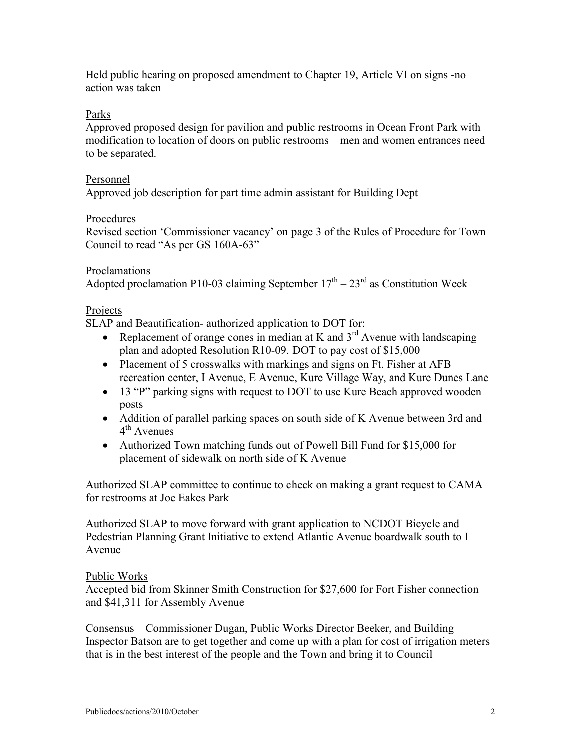Held public hearing on proposed amendment to Chapter 19, Article VI on signs -no action was taken

Parks

Approved proposed design for pavilion and public restrooms in Ocean Front Park with modification to location of doors on public restrooms – men and women entrances need to be separated.

Personnel

Approved job description for part time admin assistant for Building Dept

Procedures

Revised section 'Commissioner vacancy' on page 3 of the Rules of Procedure for Town Council to read "As per GS 160A-63"

Proclamations

Adopted proclamation P10-03 claiming September 17th – 23rd as Constitution Week

Projects

SLAP and Beautification- authorized application to DOT for:

- Replacement of orange cones in median at K and 3rd Avenue with landscaping plan and adopted Resolution R10-09. DOT to pay cost of $15,000
- Placement of 5 crosswalks with markings and signs on Ft. Fisher at AFB recreation center, I Avenue, E Avenue, Kure Village Way, and Kure Dunes Lane
- 13 "P" parking signs with request to DOT to use Kure Beach approved wooden posts
- Addition of parallel parking spaces on south side of K Avenue between 3rd and 4th Avenues
- Authorized Town matching funds out of Powell Bill Fund for $15,000 for placement of sidewalk on north side of K Avenue

Authorized SLAP committee to continue to check on making a grant request to CAMA for restrooms at Joe Eakes Park

Authorized SLAP to move forward with grant application to NCDOT Bicycle and Pedestrian Planning Grant Initiative to extend Atlantic Avenue boardwalk south to I Avenue

Public Works

Accepted bid from Skinner Smith Construction for $27,600 for Fort Fisher connection and $41,311 for Assembly Avenue

Consensus – Commissioner Dugan, Public Works Director Beeker, and Building Inspector Batson are to get together and come up with a plan for cost of irrigation meters that is in the best interest of the people and the Town and bring it to Council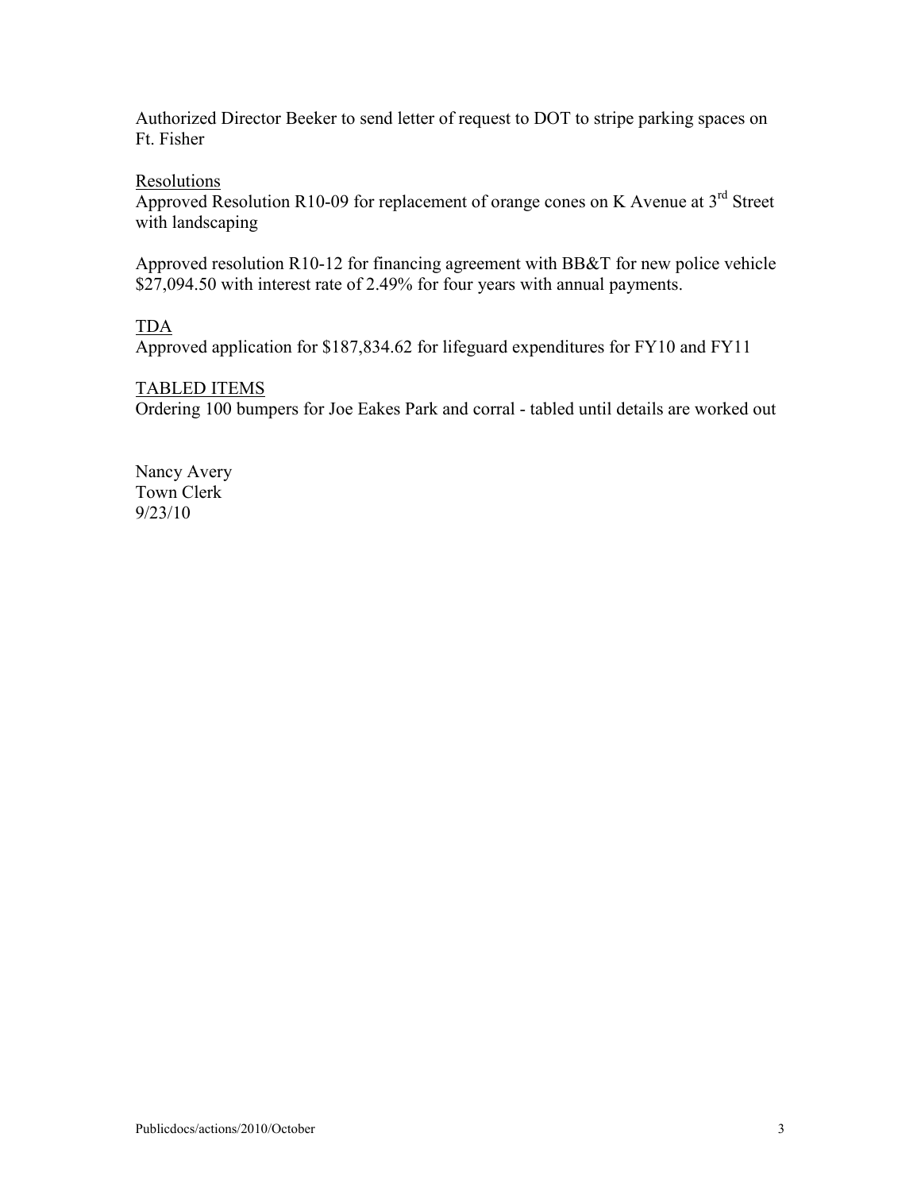Authorized Director Beeker to send letter of request to DOT to stripe parking spaces on Ft. Fisher

Resolutions

Approved Resolution R10-09 for replacement of orange cones on K Avenue at 3rd Street with landscaping

Approved resolution R10-12 for financing agreement with BB&T for new police vehicle $27,094.50 with interest rate of 2.49% for four years with annual payments.

TDA

Approved application for $187,834.62 for lifeguard expenditures for FY10 and FY11

TABLED ITEMS

Ordering 100 bumpers for Joe Eakes Park and corral - tabled until details are worked out

Nancy Avery
Town Clerk
9/23/10